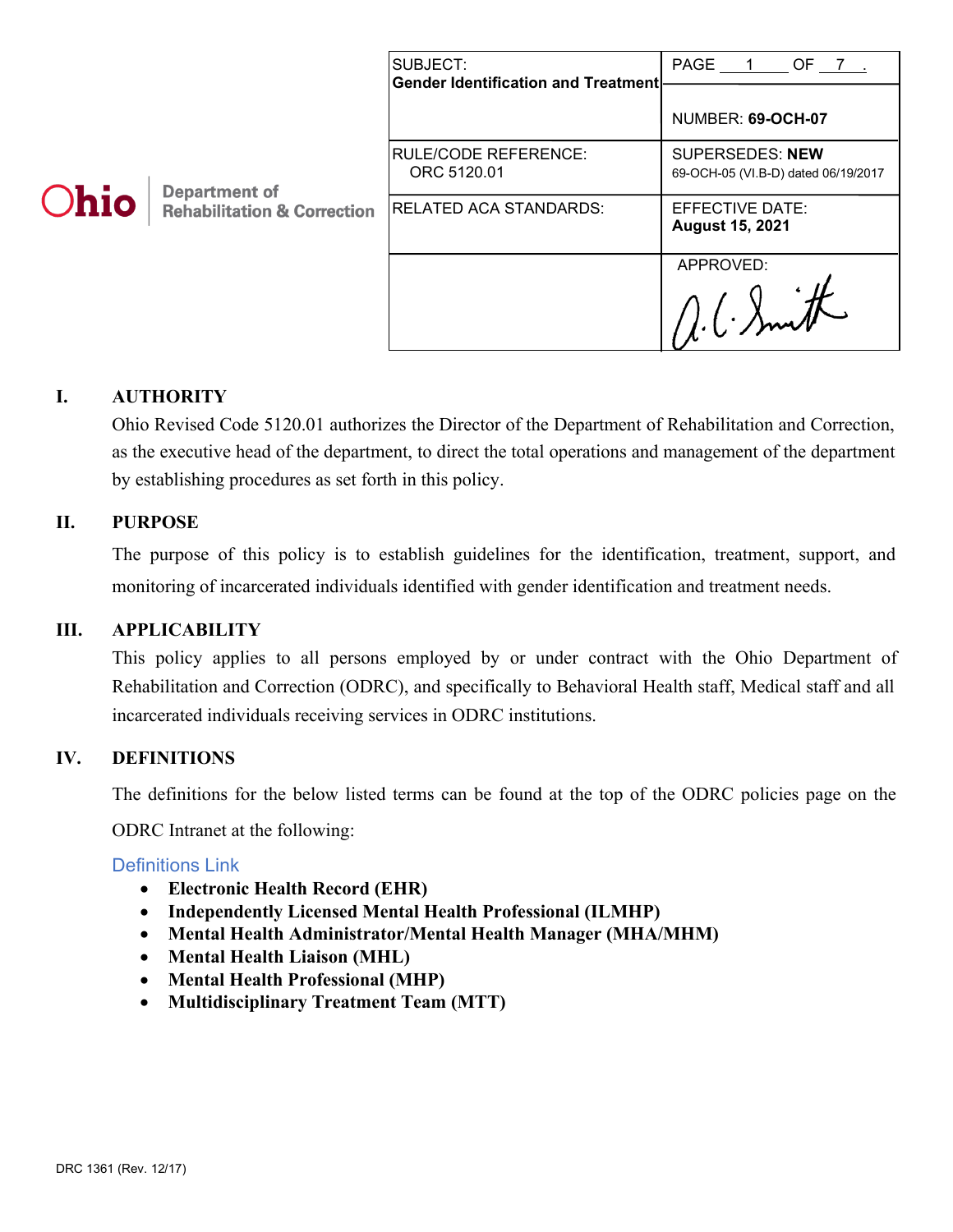Ohio Department of Rehabilitation & Correction

| SUBJECT: **Gender Identification and Treatment** | PAGE 1 OF 7 . |
| --- | --- |
| | NUMBER: **69-OCH-07** |
| RULE/CODE REFERENCE: ORC 5120.01 | SUPERSEDES: **NEW** 69-OCH-05 (VI.B-D) dated 06/19/2017 |
| RELATED ACA STANDARDS: | EFFECTIVE DATE: **August 15, 2021** |
| | APPROVED: |

## I. AUTHORITY

Ohio Revised Code 5120.01 authorizes the Director of the Department of Rehabilitation and Correction, as the executive head of the department, to direct the total operations and management of the department by establishing procedures as set forth in this policy.

## II. PURPOSE

The purpose of this policy is to establish guidelines for the identification, treatment, support, and monitoring of incarcerated individuals identified with gender identification and treatment needs.

## III. APPLICABILITY

This policy applies to all persons employed by or under contract with the Ohio Department of Rehabilitation and Correction (ODRC), and specifically to Behavioral Health staff, Medical staff and all incarcerated individuals receiving services in ODRC institutions.

## IV. DEFINITIONS

The definitions for the below listed terms can be found at the top of the ODRC policies page on the ODRC Intranet at the following:

Definitions Link

- **Electronic Health Record (EHR)**
- **Independently Licensed Mental Health Professional (ILMHP)**
- **Mental Health Administrator/Mental Health Manager (MHA/MHM)**
- **Mental Health Liaison (MHL)**
- **Mental Health Professional (MHP)**
- **Multidisciplinary Treatment Team (MTT)**

DRC 1361 (Rev. 12/17)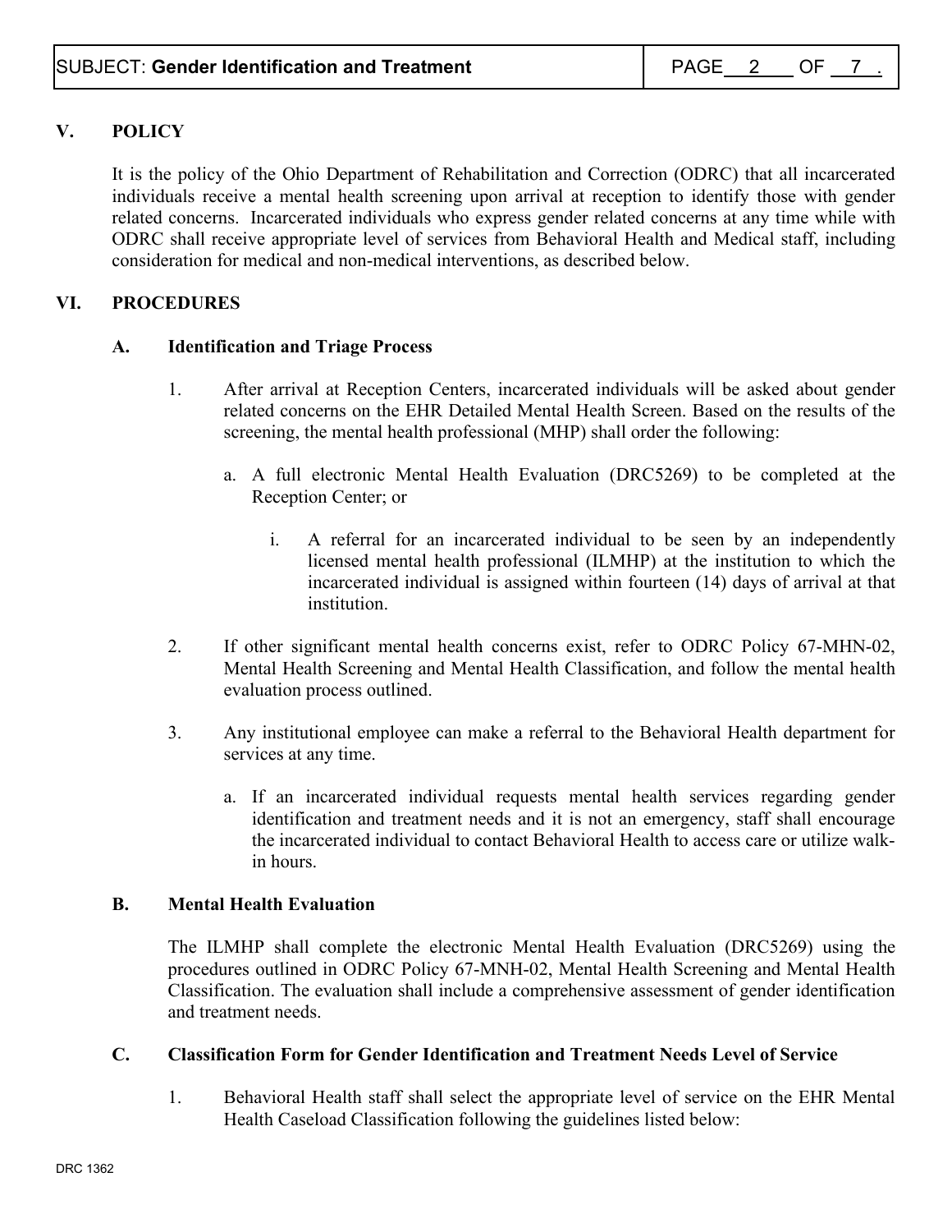## V. POLICY

It is the policy of the Ohio Department of Rehabilitation and Correction (ODRC) that all incarcerated individuals receive a mental health screening upon arrival at reception to identify those with gender related concerns. Incarcerated individuals who express gender related concerns at any time while with ODRC shall receive appropriate level of services from Behavioral Health and Medical staff, including consideration for medical and non-medical interventions, as described below.

## VI. PROCEDURES

### A. Identification and Triage Process

1. After arrival at Reception Centers, incarcerated individuals will be asked about gender related concerns on the EHR Detailed Mental Health Screen. Based on the results of the screening, the mental health professional (MHP) shall order the following:

   a. A full electronic Mental Health Evaluation (DRC5269) to be completed at the Reception Center; or

      i. A referral for an incarcerated individual to be seen by an independently licensed mental health professional (ILMHP) at the institution to which the incarcerated individual is assigned within fourteen (14) days of arrival at that institution.

2. If other significant mental health concerns exist, refer to ODRC Policy 67-MHN-02, Mental Health Screening and Mental Health Classification, and follow the mental health evaluation process outlined.

3. Any institutional employee can make a referral to the Behavioral Health department for services at any time.

   a. If an incarcerated individual requests mental health services regarding gender identification and treatment needs and it is not an emergency, staff shall encourage the incarcerated individual to contact Behavioral Health to access care or utilize walk-in hours.

### B. Mental Health Evaluation

The ILMHP shall complete the electronic Mental Health Evaluation (DRC5269) using the procedures outlined in ODRC Policy 67-MNH-02, Mental Health Screening and Mental Health Classification. The evaluation shall include a comprehensive assessment of gender identification and treatment needs.

### C. Classification Form for Gender Identification and Treatment Needs Level of Service

1. Behavioral Health staff shall select the appropriate level of service on the EHR Mental Health Caseload Classification following the guidelines listed below: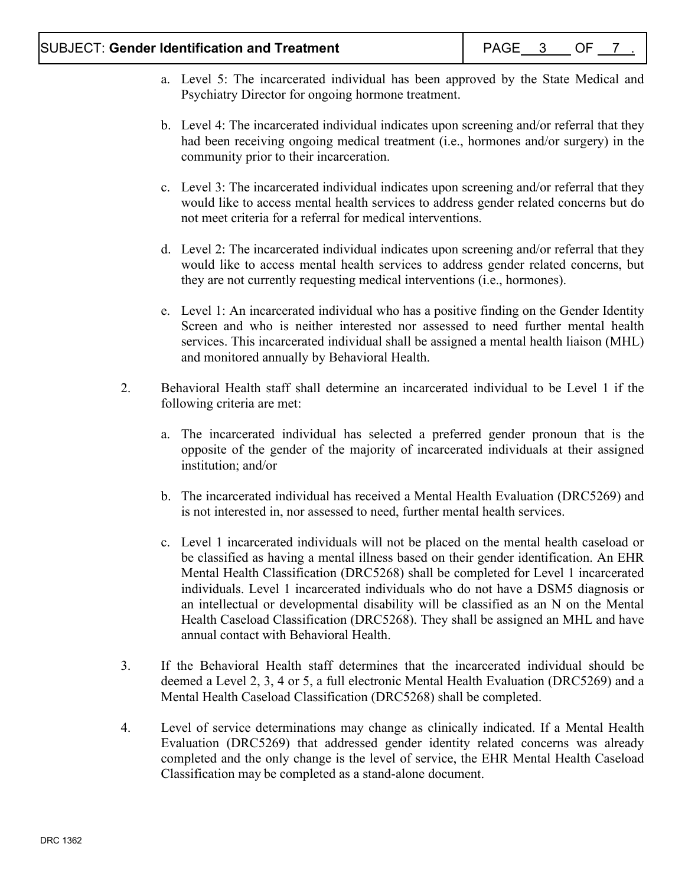a. Level 5: The incarcerated individual has been approved by the State Medical and Psychiatry Director for ongoing hormone treatment.

b. Level 4: The incarcerated individual indicates upon screening and/or referral that they had been receiving ongoing medical treatment (i.e., hormones and/or surgery) in the community prior to their incarceration.

c. Level 3: The incarcerated individual indicates upon screening and/or referral that they would like to access mental health services to address gender related concerns but do not meet criteria for a referral for medical interventions.

d. Level 2: The incarcerated individual indicates upon screening and/or referral that they would like to access mental health services to address gender related concerns, but they are not currently requesting medical interventions (i.e., hormones).

e. Level 1: An incarcerated individual who has a positive finding on the Gender Identity Screen and who is neither interested nor assessed to need further mental health services. This incarcerated individual shall be assigned a mental health liaison (MHL) and monitored annually by Behavioral Health.

2. Behavioral Health staff shall determine an incarcerated individual to be Level 1 if the following criteria are met:

   a. The incarcerated individual has selected a preferred gender pronoun that is the opposite of the gender of the majority of incarcerated individuals at their assigned institution; and/or

   b. The incarcerated individual has received a Mental Health Evaluation (DRC5269) and is not interested in, nor assessed to need, further mental health services.

   c. Level 1 incarcerated individuals will not be placed on the mental health caseload or be classified as having a mental illness based on their gender identification. An EHR Mental Health Classification (DRC5268) shall be completed for Level 1 incarcerated individuals. Level 1 incarcerated individuals who do not have a DSM5 diagnosis or an intellectual or developmental disability will be classified as an N on the Mental Health Caseload Classification (DRC5268). They shall be assigned an MHL and have annual contact with Behavioral Health.

3. If the Behavioral Health staff determines that the incarcerated individual should be deemed a Level 2, 3, 4 or 5, a full electronic Mental Health Evaluation (DRC5269) and a Mental Health Caseload Classification (DRC5268) shall be completed.

4. Level of service determinations may change as clinically indicated. If a Mental Health Evaluation (DRC5269) that addressed gender identity related concerns was already completed and the only change is the level of service, the EHR Mental Health Caseload Classification may be completed as a stand-alone document.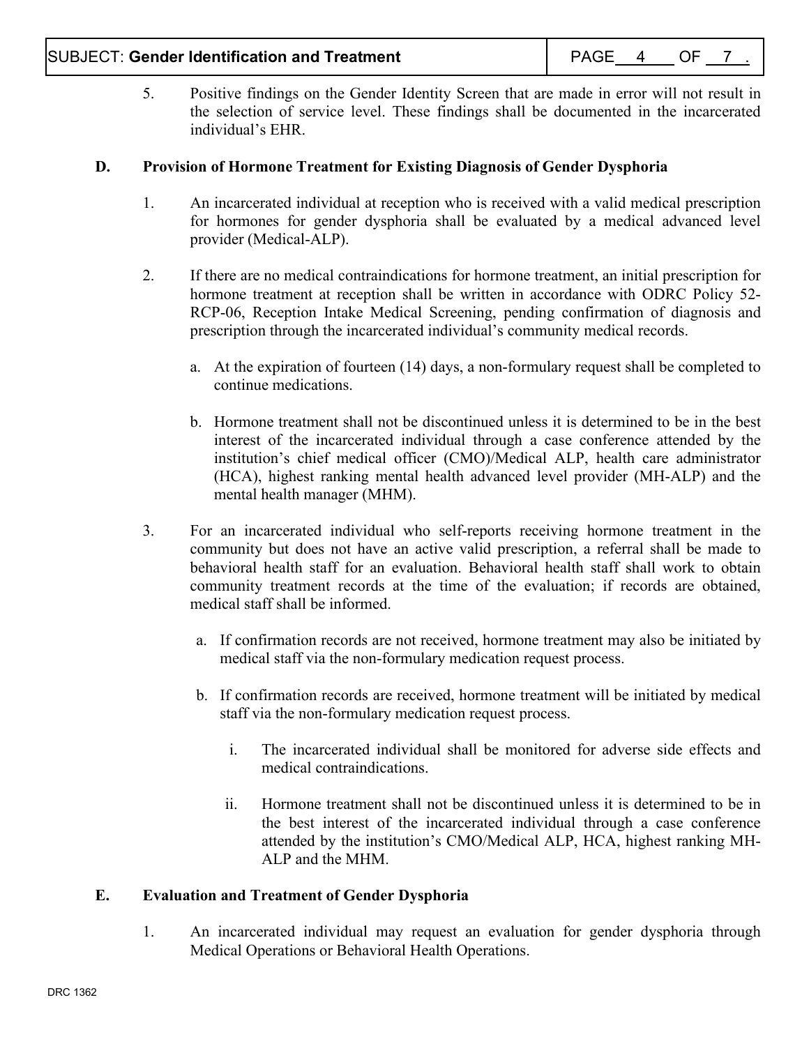5. Positive findings on the Gender Identity Screen that are made in error will not result in the selection of service level. These findings shall be documented in the incarcerated individual's EHR.

### D. Provision of Hormone Treatment for Existing Diagnosis of Gender Dysphoria

1. An incarcerated individual at reception who is received with a valid medical prescription for hormones for gender dysphoria shall be evaluated by a medical advanced level provider (Medical-ALP).

2. If there are no medical contraindications for hormone treatment, an initial prescription for hormone treatment at reception shall be written in accordance with ODRC Policy 52-RCP-06, Reception Intake Medical Screening, pending confirmation of diagnosis and prescription through the incarcerated individual's community medical records.

   a. At the expiration of fourteen (14) days, a non-formulary request shall be completed to continue medications.

   b. Hormone treatment shall not be discontinued unless it is determined to be in the best interest of the incarcerated individual through a case conference attended by the institution's chief medical officer (CMO)/Medical ALP, health care administrator (HCA), highest ranking mental health advanced level provider (MH-ALP) and the mental health manager (MHM).

3. For an incarcerated individual who self-reports receiving hormone treatment in the community but does not have an active valid prescription, a referral shall be made to behavioral health staff for an evaluation. Behavioral health staff shall work to obtain community treatment records at the time of the evaluation; if records are obtained, medical staff shall be informed.

   a. If confirmation records are not received, hormone treatment may also be initiated by medical staff via the non-formulary medication request process.

   b. If confirmation records are received, hormone treatment will be initiated by medical staff via the non-formulary medication request process.

      i. The incarcerated individual shall be monitored for adverse side effects and medical contraindications.

      ii. Hormone treatment shall not be discontinued unless it is determined to be in the best interest of the incarcerated individual through a case conference attended by the institution's CMO/Medical ALP, HCA, highest ranking MH-ALP and the MHM.

### E. Evaluation and Treatment of Gender Dysphoria

1. An incarcerated individual may request an evaluation for gender dysphoria through Medical Operations or Behavioral Health Operations.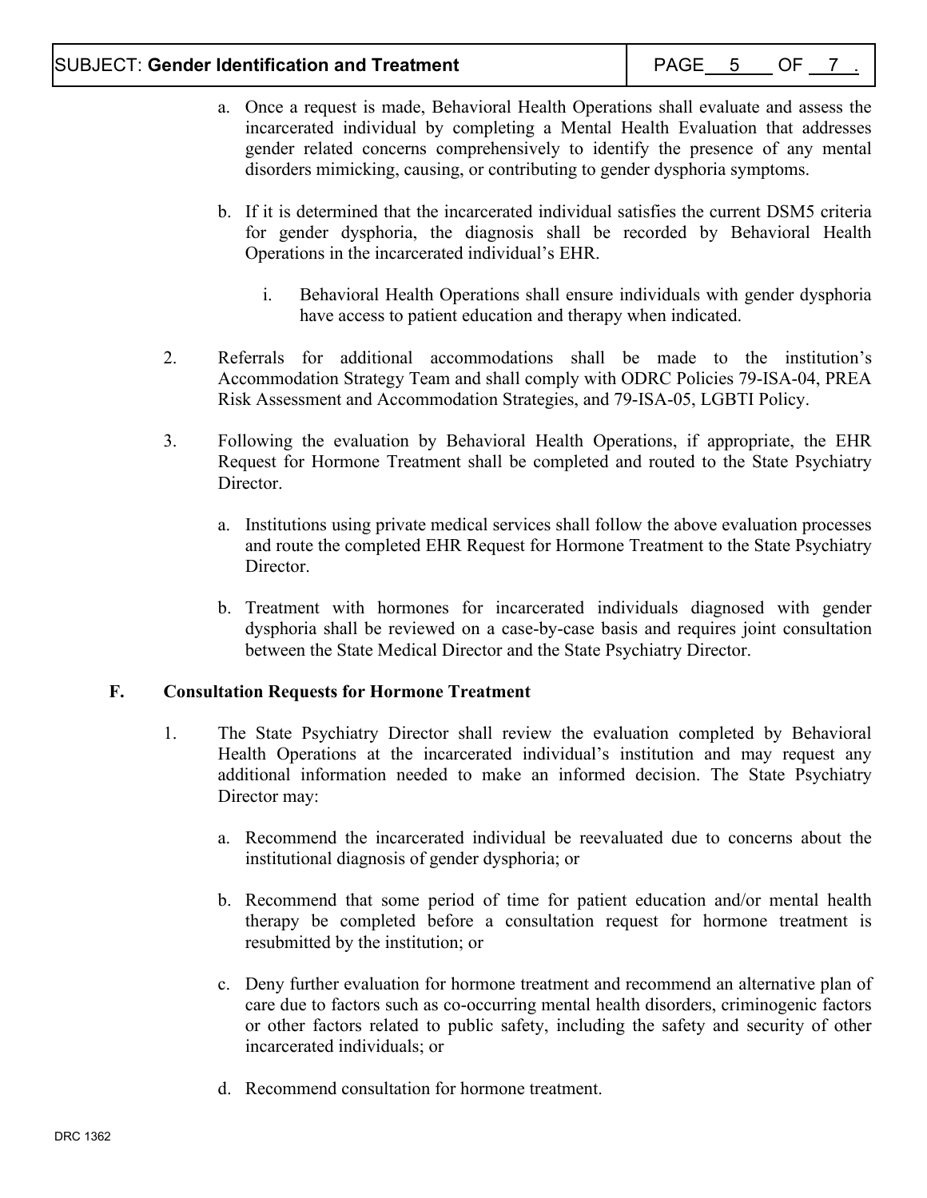a. Once a request is made, Behavioral Health Operations shall evaluate and assess the incarcerated individual by completing a Mental Health Evaluation that addresses gender related concerns comprehensively to identify the presence of any mental disorders mimicking, causing, or contributing to gender dysphoria symptoms.

b. If it is determined that the incarcerated individual satisfies the current DSM5 criteria for gender dysphoria, the diagnosis shall be recorded by Behavioral Health Operations in the incarcerated individual's EHR.

   i. Behavioral Health Operations shall ensure individuals with gender dysphoria have access to patient education and therapy when indicated.

2. Referrals for additional accommodations shall be made to the institution's Accommodation Strategy Team and shall comply with ODRC Policies 79-ISA-04, PREA Risk Assessment and Accommodation Strategies, and 79-ISA-05, LGBTI Policy.

3. Following the evaluation by Behavioral Health Operations, if appropriate, the EHR Request for Hormone Treatment shall be completed and routed to the State Psychiatry Director.

   a. Institutions using private medical services shall follow the above evaluation processes and route the completed EHR Request for Hormone Treatment to the State Psychiatry Director.

   b. Treatment with hormones for incarcerated individuals diagnosed with gender dysphoria shall be reviewed on a case-by-case basis and requires joint consultation between the State Medical Director and the State Psychiatry Director.

**F. Consultation Requests for Hormone Treatment**

1. The State Psychiatry Director shall review the evaluation completed by Behavioral Health Operations at the incarcerated individual's institution and may request any additional information needed to make an informed decision. The State Psychiatry Director may:

   a. Recommend the incarcerated individual be reevaluated due to concerns about the institutional diagnosis of gender dysphoria; or

   b. Recommend that some period of time for patient education and/or mental health therapy be completed before a consultation request for hormone treatment is resubmitted by the institution; or

   c. Deny further evaluation for hormone treatment and recommend an alternative plan of care due to factors such as co-occurring mental health disorders, criminogenic factors or other factors related to public safety, including the safety and security of other incarcerated individuals; or

   d. Recommend consultation for hormone treatment.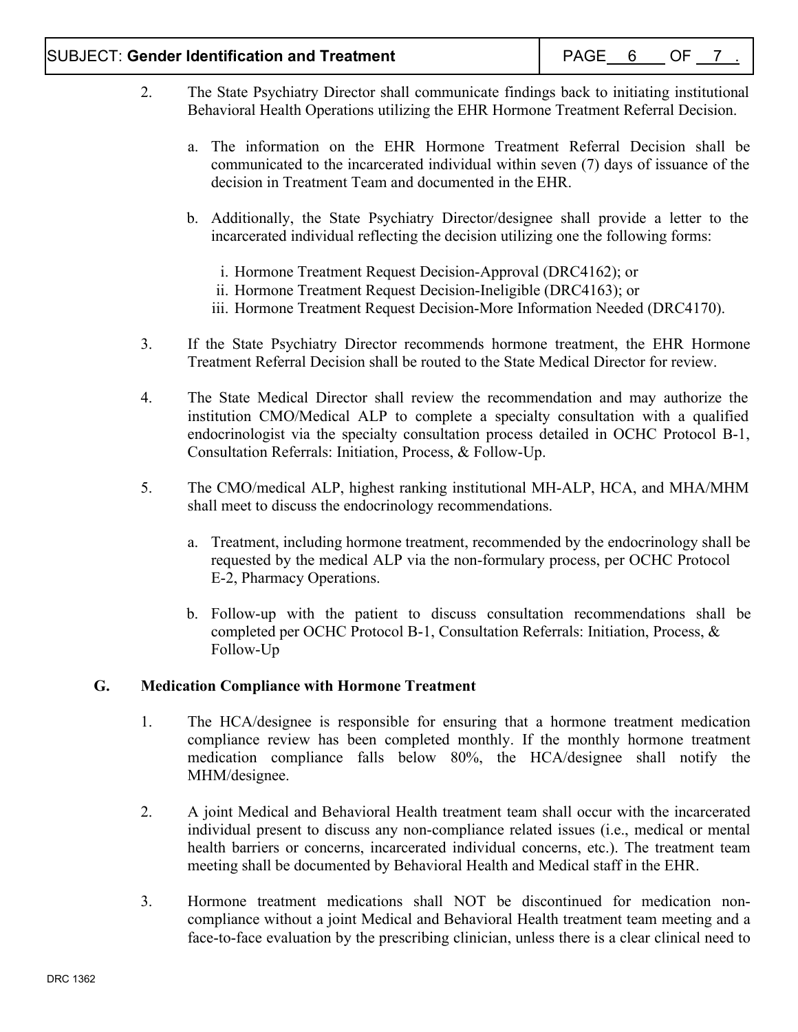2. The State Psychiatry Director shall communicate findings back to initiating institutional Behavioral Health Operations utilizing the EHR Hormone Treatment Referral Decision.

   a. The information on the EHR Hormone Treatment Referral Decision shall be communicated to the incarcerated individual within seven (7) days of issuance of the decision in Treatment Team and documented in the EHR.

   b. Additionally, the State Psychiatry Director/designee shall provide a letter to the incarcerated individual reflecting the decision utilizing one the following forms:

      i. Hormone Treatment Request Decision-Approval (DRC4162); or
      ii. Hormone Treatment Request Decision-Ineligible (DRC4163); or
      iii. Hormone Treatment Request Decision-More Information Needed (DRC4170).

3. If the State Psychiatry Director recommends hormone treatment, the EHR Hormone Treatment Referral Decision shall be routed to the State Medical Director for review.

4. The State Medical Director shall review the recommendation and may authorize the institution CMO/Medical ALP to complete a specialty consultation with a qualified endocrinologist via the specialty consultation process detailed in OCHC Protocol B-1, Consultation Referrals: Initiation, Process, & Follow-Up.

5. The CMO/medical ALP, highest ranking institutional MH-ALP, HCA, and MHA/MHM shall meet to discuss the endocrinology recommendations.

   a. Treatment, including hormone treatment, recommended by the endocrinology shall be requested by the medical ALP via the non-formulary process, per OCHC Protocol E-2, Pharmacy Operations.

   b. Follow-up with the patient to discuss consultation recommendations shall be completed per OCHC Protocol B-1, Consultation Referrals: Initiation, Process, & Follow-Up

## G. Medication Compliance with Hormone Treatment

1. The HCA/designee is responsible for ensuring that a hormone treatment medication compliance review has been completed monthly. If the monthly hormone treatment medication compliance falls below 80%, the HCA/designee shall notify the MHM/designee.

2. A joint Medical and Behavioral Health treatment team shall occur with the incarcerated individual present to discuss any non-compliance related issues (i.e., medical or mental health barriers or concerns, incarcerated individual concerns, etc.). The treatment team meeting shall be documented by Behavioral Health and Medical staff in the EHR.

3. Hormone treatment medications shall NOT be discontinued for medication non-compliance without a joint Medical and Behavioral Health treatment team meeting and a face-to-face evaluation by the prescribing clinician, unless there is a clear clinical need to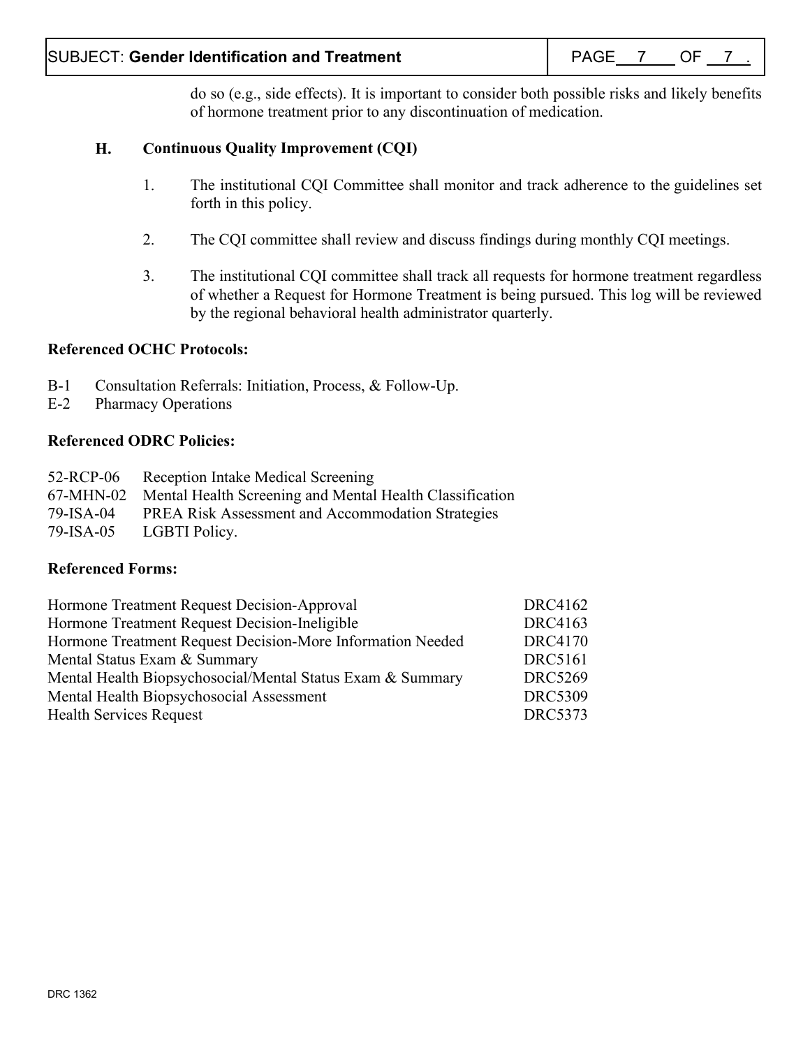do so (e.g., side effects). It is important to consider both possible risks and likely benefits of hormone treatment prior to any discontinuation of medication.

**H. Continuous Quality Improvement (CQI)**

1. The institutional CQI Committee shall monitor and track adherence to the guidelines set forth in this policy.

2. The CQI committee shall review and discuss findings during monthly CQI meetings.

3. The institutional CQI committee shall track all requests for hormone treatment regardless of whether a Request for Hormone Treatment is being pursued. This log will be reviewed by the regional behavioral health administrator quarterly.

**Referenced OCHC Protocols:**

B-1 Consultation Referrals: Initiation, Process, & Follow-Up.
E-2 Pharmacy Operations

**Referenced ODRC Policies:**

52-RCP-06 Reception Intake Medical Screening
67-MHN-02 Mental Health Screening and Mental Health Classification
79-ISA-04 PREA Risk Assessment and Accommodation Strategies
79-ISA-05 LGBTI Policy.

**Referenced Forms:**

| | |
|---|---|
| Hormone Treatment Request Decision-Approval | DRC4162 |
| Hormone Treatment Request Decision-Ineligible | DRC4163 |
| Hormone Treatment Request Decision-More Information Needed | DRC4170 |
| Mental Status Exam & Summary | DRC5161 |
| Mental Health Biopsychosocial/Mental Status Exam & Summary | DRC5269 |
| Mental Health Biopsychosocial Assessment | DRC5309 |
| Health Services Request | DRC5373 |